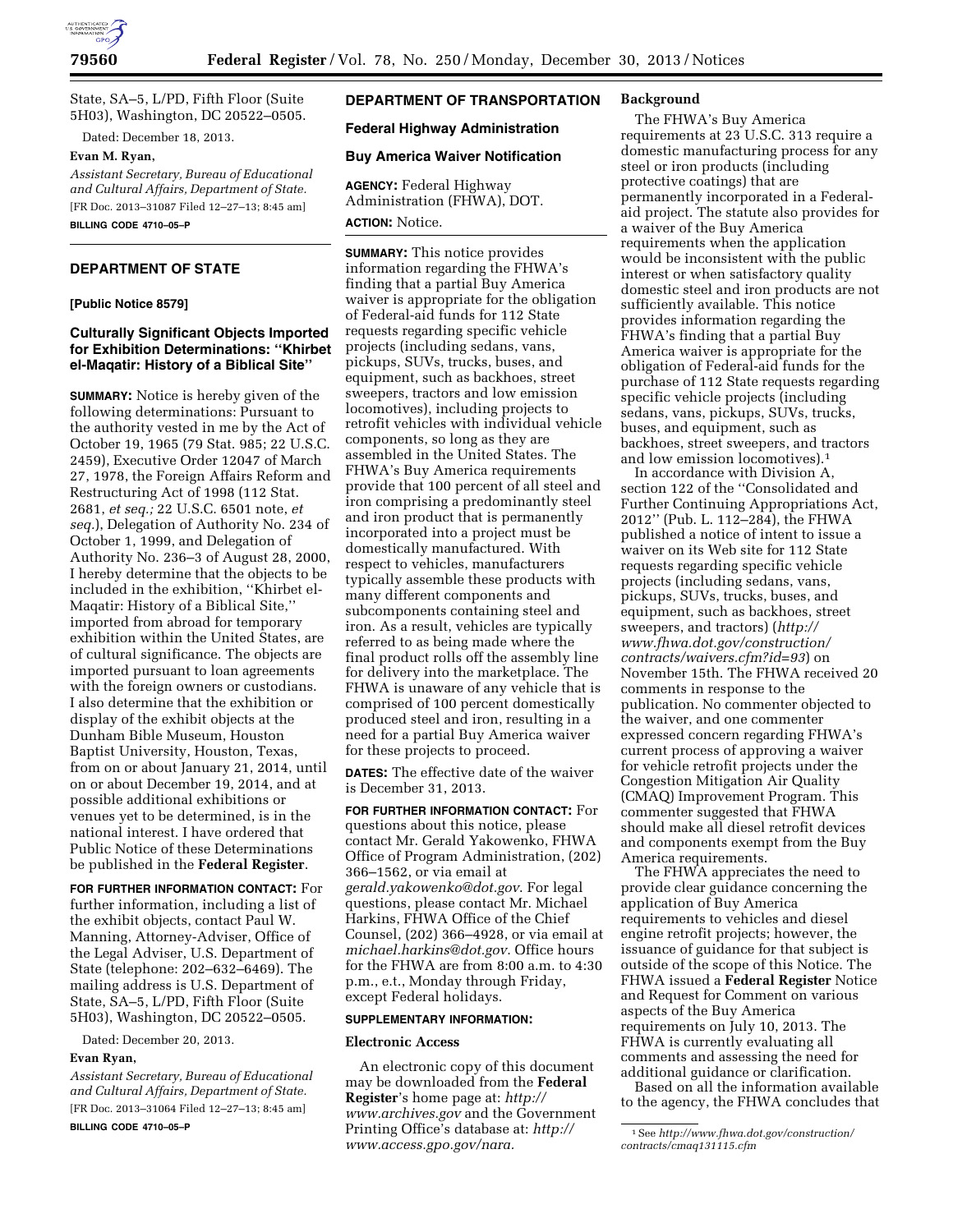State, SA–5, L/PD, Fifth Floor (Suite 5H03), Washington, DC 20522–0505.

Dated: December 18, 2013.

**Evan M. Ryan,**

*Assistant Secretary, Bureau of Educational and Cultural Affairs, Department of State.*

[FR Doc. 2013–31087 Filed 12–27–13; 8:45 am]

**BILLING CODE 4710–05–P**

## DEPARTMENT OF STATE

**[Public Notice 8579]**

### Culturally Significant Objects Imported for Exhibition Determinations: "Khirbet el-Maqatir: History of a Biblical Site"

**SUMMARY:** Notice is hereby given of the following determinations: Pursuant to the authority vested in me by the Act of October 19, 1965 (79 Stat. 985; 22 U.S.C. 2459), Executive Order 12047 of March 27, 1978, the Foreign Affairs Reform and Restructuring Act of 1998 (112 Stat. 2681, *et seq.;* 22 U.S.C. 6501 note, *et seq.*), Delegation of Authority No. 234 of October 1, 1999, and Delegation of Authority No. 236–3 of August 28, 2000, I hereby determine that the objects to be included in the exhibition, "Khirbet el-Maqatir: History of a Biblical Site," imported from abroad for temporary exhibition within the United States, are of cultural significance. The objects are imported pursuant to loan agreements with the foreign owners or custodians. I also determine that the exhibition or display of the exhibit objects at the Dunham Bible Museum, Houston Baptist University, Houston, Texas, from on or about January 21, 2014, until on or about December 19, 2014, and at possible additional exhibitions or venues yet to be determined, is in the national interest. I have ordered that Public Notice of these Determinations be published in the **Federal Register**.

**FOR FURTHER INFORMATION CONTACT:** For further information, including a list of the exhibit objects, contact Paul W. Manning, Attorney-Adviser, Office of the Legal Adviser, U.S. Department of State (telephone: 202–632–6469). The mailing address is U.S. Department of State, SA–5, L/PD, Fifth Floor (Suite 5H03), Washington, DC 20522–0505.

Dated: December 20, 2013.

**Evan Ryan,**

*Assistant Secretary, Bureau of Educational and Cultural Affairs, Department of State.*

[FR Doc. 2013–31064 Filed 12–27–13; 8:45 am]

**BILLING CODE 4710–05–P**

## DEPARTMENT OF TRANSPORTATION

### Federal Highway Administration

### Buy America Waiver Notification

**AGENCY:** Federal Highway Administration (FHWA), DOT.

**ACTION:** Notice.

**SUMMARY:** This notice provides information regarding the FHWA's finding that a partial Buy America waiver is appropriate for the obligation of Federal-aid funds for 112 State requests regarding specific vehicle projects (including sedans, vans, pickups, SUVs, trucks, buses, and equipment, such as backhoes, street sweepers, tractors and low emission locomotives), including projects to retrofit vehicles with individual vehicle components, so long as they are assembled in the United States. The FHWA's Buy America requirements provide that 100 percent of all steel and iron comprising a predominantly steel and iron product that is permanently incorporated into a project must be domestically manufactured. With respect to vehicles, manufacturers typically assemble these products with many different components and subcomponents containing steel and iron. As a result, vehicles are typically referred to as being made where the final product rolls off the assembly line for delivery into the marketplace. The FHWA is unaware of any vehicle that is comprised of 100 percent domestically produced steel and iron, resulting in a need for a partial Buy America waiver for these projects to proceed.

**DATES:** The effective date of the waiver is December 31, 2013.

**FOR FURTHER INFORMATION CONTACT:** For questions about this notice, please contact Mr. Gerald Yakowenko, FHWA Office of Program Administration, (202) 366–1562, or via email at *gerald.yakowenko@dot.gov*. For legal questions, please contact Mr. Michael Harkins, FHWA Office of the Chief Counsel, (202) 366–4928, or via email at *michael.harkins@dot.gov*. Office hours for the FHWA are from 8:00 a.m. to 4:30 p.m., e.t., Monday through Friday, except Federal holidays.

**SUPPLEMENTARY INFORMATION:**

#### Electronic Access

An electronic copy of this document may be downloaded from the **Federal Register**'s home page at: *http://www.archives.gov* and the Government Printing Office's database at: *http://www.access.gpo.gov/nara.*

#### Background

The FHWA's Buy America requirements at 23 U.S.C. 313 require a domestic manufacturing process for any steel or iron products (including protective coatings) that are permanently incorporated in a Federal-aid project. The statute also provides for a waiver of the Buy America requirements when the application would be inconsistent with the public interest or when satisfactory quality domestic steel and iron products are not sufficiently available. This notice provides information regarding the FHWA's finding that a partial Buy America waiver is appropriate for the obligation of Federal-aid funds for the purchase of 112 State requests regarding specific vehicle projects (including sedans, vans, pickups, SUVs, trucks, buses, and equipment, such as backhoes, street sweepers, and tractors and low emission locomotives).[1]

In accordance with Division A, section 122 of the "Consolidated and Further Continuing Appropriations Act, 2012" (Pub. L. 112–284), the FHWA published a notice of intent to issue a waiver on its Web site for 112 State requests regarding specific vehicle projects (including sedans, vans, pickups, SUVs, trucks, buses, and equipment, such as backhoes, street sweepers, and tractors) (*http://www.fhwa.dot.gov/construction/contracts/waivers.cfm?id=93*) on November 15th. The FHWA received 20 comments in response to the publication. No commenter objected to the waiver, and one commenter expressed concern regarding FHWA's current process of approving a waiver for vehicle retrofit projects under the Congestion Mitigation Air Quality (CMAQ) Improvement Program. This commenter suggested that FHWA should make all diesel retrofit devices and components exempt from the Buy America requirements.

The FHWA appreciates the need to provide clear guidance concerning the application of Buy America requirements to vehicles and diesel engine retrofit projects; however, the issuance of guidance for that subject is outside of the scope of this Notice. The FHWA issued a **Federal Register** Notice and Request for Comment on various aspects of the Buy America requirements on July 10, 2013. The FHWA is currently evaluating all comments and assessing the need for additional guidance or clarification.

Based on all the information available to the agency, the FHWA concludes that

[1] See *http://www.fhwa.dot.gov/construction/contracts/cmaq131115.cfm*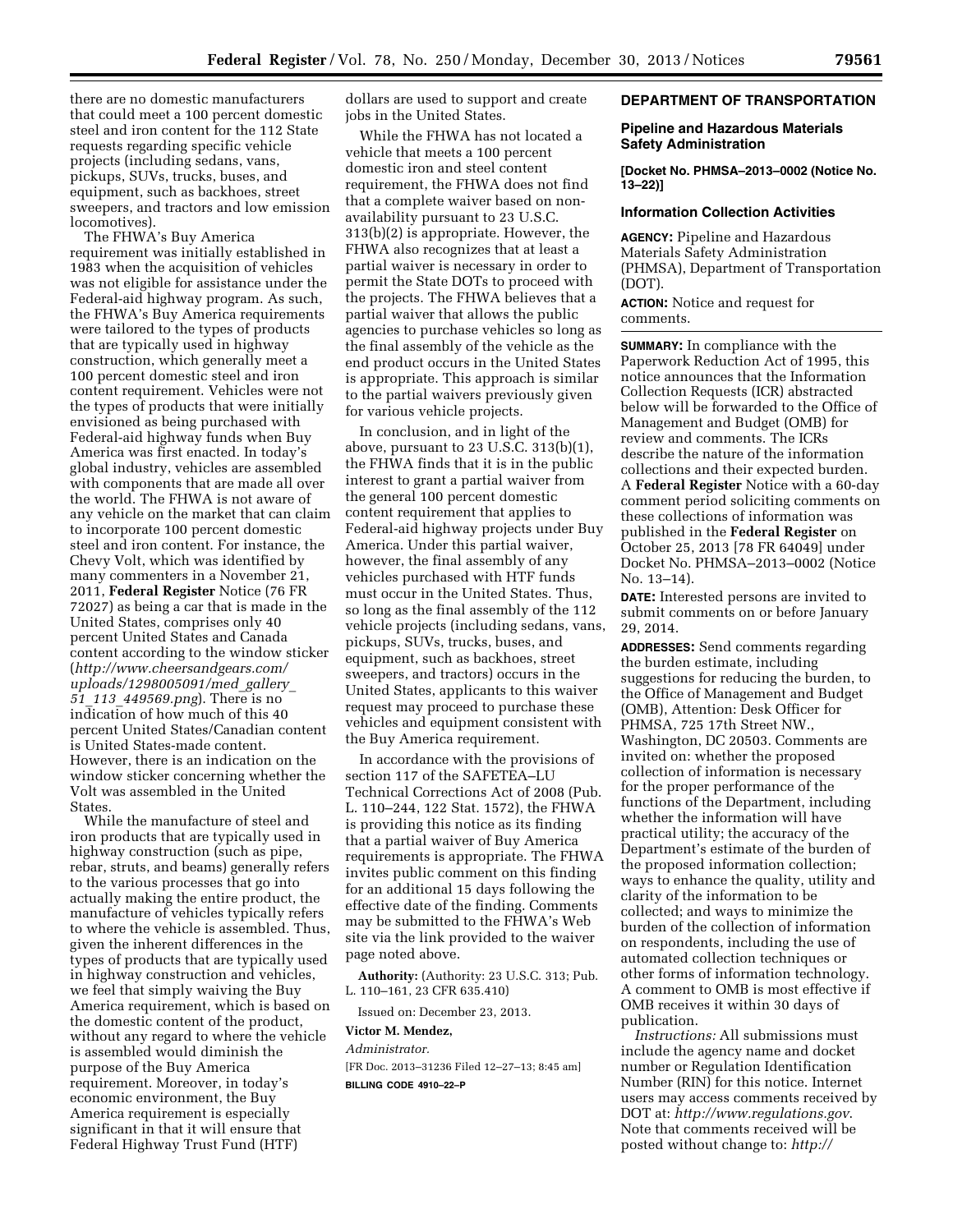there are no domestic manufacturers that could meet a 100 percent domestic steel and iron content for the 112 State requests regarding specific vehicle projects (including sedans, vans, pickups, SUVs, trucks, buses, and equipment, such as backhoes, street sweepers, and tractors and low emission locomotives).

The FHWA's Buy America requirement was initially established in 1983 when the acquisition of vehicles was not eligible for assistance under the Federal-aid highway program. As such, the FHWA's Buy America requirements were tailored to the types of products that are typically used in highway construction, which generally meet a 100 percent domestic steel and iron content requirement. Vehicles were not the types of products that were initially envisioned as being purchased with Federal-aid highway funds when Buy America was first enacted. In today's global industry, vehicles are assembled with components that are made all over the world. The FHWA is not aware of any vehicle on the market that can claim to incorporate 100 percent domestic steel and iron content. For instance, the Chevy Volt, which was identified by many commenters in a November 21, 2011, **Federal Register** Notice (76 FR 72027) as being a car that is made in the United States, comprises only 40 percent United States and Canada content according to the window sticker (*http://www.cheersandgears.com/uploads/1298005091/med_gallery_51_113_449569.png*). There is no indication of how much of this 40 percent United States/Canadian content is United States-made content. However, there is an indication on the window sticker concerning whether the Volt was assembled in the United States.

While the manufacture of steel and iron products that are typically used in highway construction (such as pipe, rebar, struts, and beams) generally refers to the various processes that go into actually making the entire product, the manufacture of vehicles typically refers to where the vehicle is assembled. Thus, given the inherent differences in the types of products that are typically used in highway construction and vehicles, we feel that simply waiving the Buy America requirement, which is based on the domestic content of the product, without any regard to where the vehicle is assembled would diminish the purpose of the Buy America requirement. Moreover, in today's economic environment, the Buy America requirement is especially significant in that it will ensure that Federal Highway Trust Fund (HTF) dollars are used to support and create jobs in the United States.

While the FHWA has not located a vehicle that meets a 100 percent domestic iron and steel content requirement, the FHWA does not find that a complete waiver based on non-availability pursuant to 23 U.S.C. 313(b)(2) is appropriate. However, the FHWA also recognizes that at least a partial waiver is necessary in order to permit the State DOTs to proceed with the projects. The FHWA believes that a partial waiver that allows the public agencies to purchase vehicles so long as the final assembly of the vehicle as the end product occurs in the United States is appropriate. This approach is similar to the partial waivers previously given for various vehicle projects.

In conclusion, and in light of the above, pursuant to 23 U.S.C. 313(b)(1), the FHWA finds that it is in the public interest to grant a partial waiver from the general 100 percent domestic content requirement that applies to Federal-aid highway projects under Buy America. Under this partial waiver, however, the final assembly of any vehicles purchased with HTF funds must occur in the United States. Thus, so long as the final assembly of the 112 vehicle projects (including sedans, vans, pickups, SUVs, trucks, buses, and equipment, such as backhoes, street sweepers, and tractors) occurs in the United States, applicants to this waiver request may proceed to purchase these vehicles and equipment consistent with the Buy America requirement.

In accordance with the provisions of section 117 of the SAFETEA–LU Technical Corrections Act of 2008 (Pub. L. 110–244, 122 Stat. 1572), the FHWA is providing this notice as its finding that a partial waiver of Buy America requirements is appropriate. The FHWA invites public comment on this finding for an additional 15 days following the effective date of the finding. Comments may be submitted to the FHWA's Web site via the link provided to the waiver page noted above.

**Authority:** (Authority: 23 U.S.C. 313; Pub. L. 110–161, 23 CFR 635.410)

Issued on: December 23, 2013.

**Victor M. Mendez,**

*Administrator.*

[FR Doc. 2013–31236 Filed 12–27–13; 8:45 am]

**BILLING CODE 4910–22–P**

## DEPARTMENT OF TRANSPORTATION

### Pipeline and Hazardous Materials Safety Administration

**[Docket No. PHMSA–2013–0002 (Notice No. 13–22)]**

### Information Collection Activities

**AGENCY:** Pipeline and Hazardous Materials Safety Administration (PHMSA), Department of Transportation (DOT).

**ACTION:** Notice and request for comments.

**SUMMARY:** In compliance with the Paperwork Reduction Act of 1995, this notice announces that the Information Collection Requests (ICR) abstracted below will be forwarded to the Office of Management and Budget (OMB) for review and comments. The ICRs describe the nature of the information collections and their expected burden. A **Federal Register** Notice with a 60-day comment period soliciting comments on these collections of information was published in the **Federal Register** on October 25, 2013 [78 FR 64049] under Docket No. PHMSA–2013–0002 (Notice No. 13–14).

**DATE:** Interested persons are invited to submit comments on or before January 29, 2014.

**ADDRESSES:** Send comments regarding the burden estimate, including suggestions for reducing the burden, to the Office of Management and Budget (OMB), Attention: Desk Officer for PHMSA, 725 17th Street NW., Washington, DC 20503. Comments are invited on: whether the proposed collection of information is necessary for the proper performance of the functions of the Department, including whether the information will have practical utility; the accuracy of the Department's estimate of the burden of the proposed information collection; ways to enhance the quality, utility and clarity of the information to be collected; and ways to minimize the burden of the collection of information on respondents, including the use of automated collection techniques or other forms of information technology. A comment to OMB is most effective if OMB receives it within 30 days of publication.

*Instructions:* All submissions must include the agency name and docket number or Regulation Identification Number (RIN) for this notice. Internet users may access comments received by DOT at: *http://www.regulations.gov*. Note that comments received will be posted without change to: *http://*